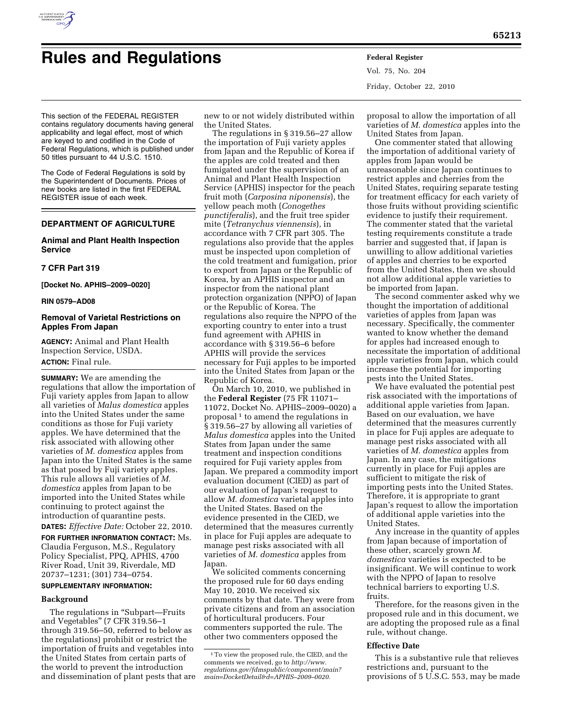# Rules and Regulations

This section of the FEDERAL REGISTER contains regulatory documents having general applicability and legal effect, most of which are keyed to and codified in the Code of Federal Regulations, which is published under 50 titles pursuant to 44 U.S.C. 1510.

The Code of Federal Regulations is sold by the Superintendent of Documents. Prices of new books are listed in the first FEDERAL REGISTER issue of each week.

## DEPARTMENT OF AGRICULTURE

### Animal and Plant Health Inspection Service

### 7 CFR Part 319

**[Docket No. APHIS–2009–0020]**

**RIN 0579–AD08**

### Removal of Varietal Restrictions on Apples From Japan

**AGENCY:** Animal and Plant Health Inspection Service, USDA.

**ACTION:** Final rule.

**SUMMARY:** We are amending the regulations that allow the importation of Fuji variety apples from Japan to allow all varieties of *Malus domestica* apples into the United States under the same conditions as those for Fuji variety apples. We have determined that the risk associated with allowing other varieties of *M. domestica* apples from Japan into the United States is the same as that posed by Fuji variety apples. This rule allows all varieties of *M. domestica* apples from Japan to be imported into the United States while continuing to protect against the introduction of quarantine pests.

**DATES:** *Effective Date:* October 22, 2010.

**FOR FURTHER INFORMATION CONTACT:** Ms. Claudia Ferguson, M.S., Regulatory Policy Specialist, PPQ, APHIS, 4700 River Road, Unit 39, Riverdale, MD 20737–1231; (301) 734–0754.

**SUPPLEMENTARY INFORMATION:**

**Background**

The regulations in "Subpart—Fruits and Vegetables" (7 CFR 319.56–1 through 319.56–50, referred to below as the regulations) prohibit or restrict the importation of fruits and vegetables into the United States from certain parts of the world to prevent the introduction and dissemination of plant pests that are new to or not widely distributed within the United States.

The regulations in § 319.56–27 allow the importation of Fuji variety apples from Japan and the Republic of Korea if the apples are cold treated and then fumigated under the supervision of an Animal and Plant Health Inspection Service (APHIS) inspector for the peach fruit moth (*Carposina niponensis*), the yellow peach moth (*Conogethes punctiferalis*), and the fruit tree spider mite (*Tetranychus viennensis*), in accordance with 7 CFR part 305. The regulations also provide that the apples must be inspected upon completion of the cold treatment and fumigation, prior to export from Japan or the Republic of Korea, by an APHIS inspector and an inspector from the national plant protection organization (NPPO) of Japan or the Republic of Korea. The regulations also require the NPPO of the exporting country to enter into a trust fund agreement with APHIS in accordance with § 319.56–6 before APHIS will provide the services necessary for Fuji apples to be imported into the United States from Japan or the Republic of Korea.

On March 10, 2010, we published in the **Federal Register** (75 FR 11071–11072, Docket No. APHIS–2009–0020) a proposal [1] to amend the regulations in § 319.56–27 by allowing all varieties of *Malus domestica* apples into the United States from Japan under the same treatment and inspection conditions required for Fuji variety apples from Japan. We prepared a commodity import evaluation document (CIED) as part of our evaluation of Japan's request to allow *M. domestica* varietal apples into the United States. Based on the evidence presented in the CIED, we determined that the measures currently in place for Fuji apples are adequate to manage pest risks associated with all varieties of *M. domestica* apples from Japan.

We solicited comments concerning the proposed rule for 60 days ending May 10, 2010. We received six comments by that date. They were from private citizens and from an association of horticultural producers. Four commenters supported the rule. The other two commenters opposed the proposal to allow the importation of all varieties of *M. domestica* apples into the United States from Japan.

One commenter stated that allowing the importation of additional variety of apples from Japan would be unreasonable since Japan continues to restrict apples and cherries from the United States, requiring separate testing for treatment efficacy for each variety of those fruits without providing scientific evidence to justify their requirement. The commenter stated that the varietal testing requirements constitute a trade barrier and suggested that, if Japan is unwilling to allow additional varieties of apples and cherries to be exported from the United States, then we should not allow additional apple varieties to be imported from Japan.

The second commenter asked why we thought the importation of additional varieties of apples from Japan was necessary. Specifically, the commenter wanted to know whether the demand for apples had increased enough to necessitate the importation of additional apple varieties from Japan, which could increase the potential for importing pests into the United States.

We have evaluated the potential pest risk associated with the importations of additional apple varieties from Japan. Based on our evaluation, we have determined that the measures currently in place for Fuji apples are adequate to manage pest risks associated with all varieties of *M. domestica* apples from Japan. In any case, the mitigations currently in place for Fuji apples are sufficient to mitigate the risk of importing pests into the United States. Therefore, it is appropriate to grant Japan's request to allow the importation of additional apple varieties into the United States.

Any increase in the quantity of apples from Japan because of importation of these other, scarcely grown *M. domestica* varieties is expected to be insignificant. We will continue to work with the NPPO of Japan to resolve technical barriers to exporting U.S. fruits.

Therefore, for the reasons given in the proposed rule and in this document, we are adopting the proposed rule as a final rule, without change.

**Effective Date**

This is a substantive rule that relieves restrictions and, pursuant to the provisions of 5 U.S.C. 553, may be made

[1] To view the proposed rule, the CIED, and the comments we received, go to *http://www.regulations.gov/fdmspublic/component/main?main=DocketDetail&d=APHIS–2009–0020.*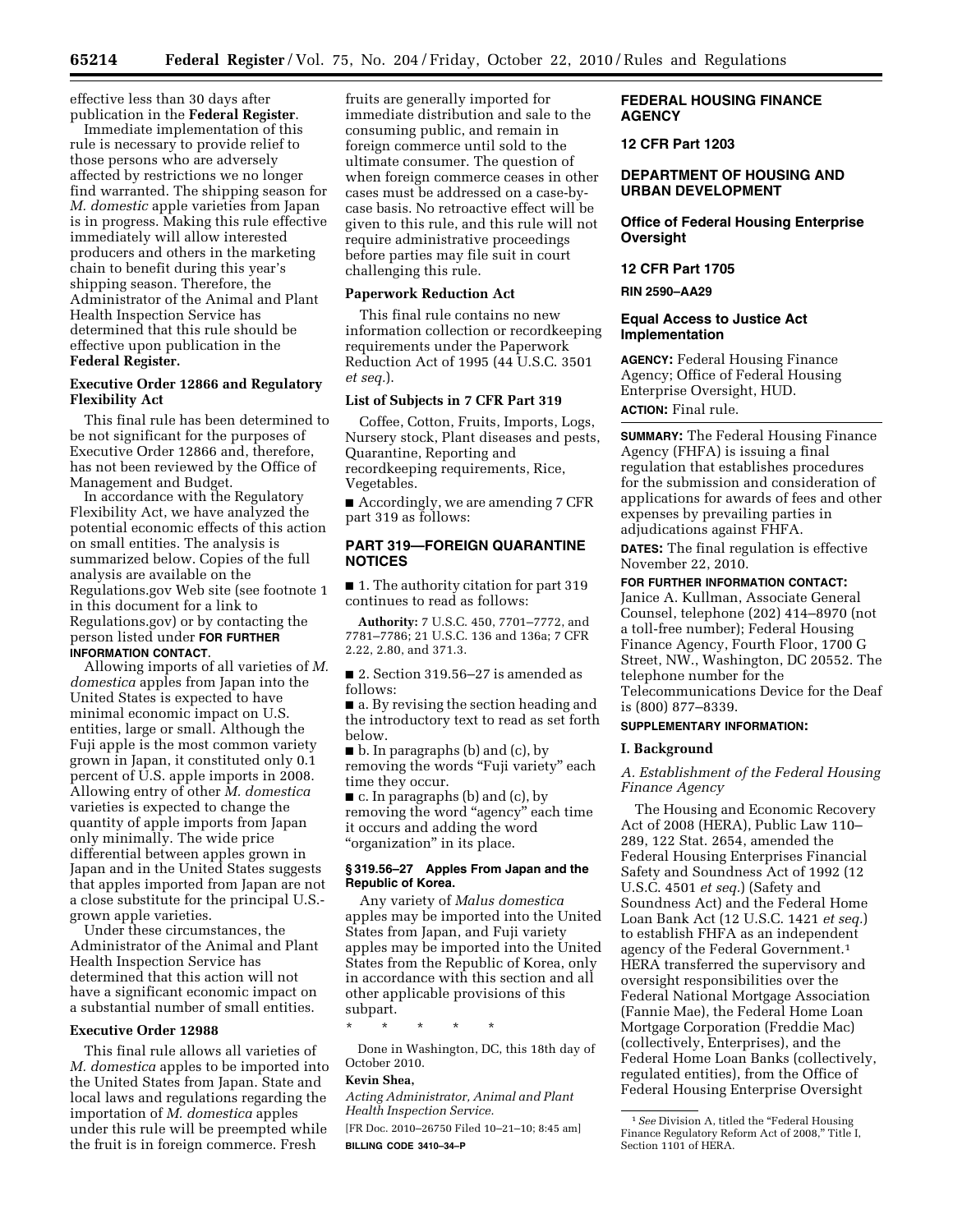effective less than 30 days after publication in the **Federal Register**.

Immediate implementation of this rule is necessary to provide relief to those persons who are adversely affected by restrictions we no longer find warranted. The shipping season for *M. domestic* apple varieties from Japan is in progress. Making this rule effective immediately will allow interested producers and others in the marketing chain to benefit during this year's shipping season. Therefore, the Administrator of the Animal and Plant Health Inspection Service has determined that this rule should be effective upon publication in the **Federal Register.**

### Executive Order 12866 and Regulatory Flexibility Act

This final rule has been determined to be not significant for the purposes of Executive Order 12866 and, therefore, has not been reviewed by the Office of Management and Budget.

In accordance with the Regulatory Flexibility Act, we have analyzed the potential economic effects of this action on small entities. The analysis is summarized below. Copies of the full analysis are available on the Regulations.gov Web site (see footnote 1 in this document for a link to Regulations.gov) or by contacting the person listed under **FOR FURTHER INFORMATION CONTACT**.

Allowing imports of all varieties of *M. domestica* apples from Japan into the United States is expected to have minimal economic impact on U.S. entities, large or small. Although the Fuji apple is the most common variety grown in Japan, it constituted only 0.1 percent of U.S. apple imports in 2008. Allowing entry of other *M. domestica* varieties is expected to change the quantity of apple imports from Japan only minimally. The wide price differential between apples grown in Japan and in the United States suggests that apples imported from Japan are not a close substitute for the principal U.S.-grown apple varieties.

Under these circumstances, the Administrator of the Animal and Plant Health Inspection Service has determined that this action will not have a significant economic impact on a substantial number of small entities.

### Executive Order 12988

This final rule allows all varieties of *M. domestica* apples to be imported into the United States from Japan. State and local laws and regulations regarding the importation of *M. domestica* apples under this rule will be preempted while the fruit is in foreign commerce. Fresh fruits are generally imported for immediate distribution and sale to the consuming public, and remain in foreign commerce until sold to the ultimate consumer. The question of when foreign commerce ceases in other cases must be addressed on a case-by-case basis. No retroactive effect will be given to this rule, and this rule will not require administrative proceedings before parties may file suit in court challenging this rule.

### Paperwork Reduction Act

This final rule contains no new information collection or recordkeeping requirements under the Paperwork Reduction Act of 1995 (44 U.S.C. 3501 *et seq.*).

### List of Subjects in 7 CFR Part 319

Coffee, Cotton, Fruits, Imports, Logs, Nursery stock, Plant diseases and pests, Quarantine, Reporting and recordkeeping requirements, Rice, Vegetables.

■ Accordingly, we are amending 7 CFR part 319 as follows:

## PART 319—FOREIGN QUARANTINE NOTICES

■ 1. The authority citation for part 319 continues to read as follows:

**Authority:** 7 U.S.C. 450, 7701–7772, and 7781–7786; 21 U.S.C. 136 and 136a; 7 CFR 2.22, 2.80, and 371.3.

■ 2. Section 319.56–27 is amended as follows:

■ a. By revising the section heading and the introductory text to read as set forth below.

■ b. In paragraphs (b) and (c), by removing the words "Fuji variety" each time they occur.

■ c. In paragraphs (b) and (c), by removing the word "agency" each time it occurs and adding the word "organization" in its place.

### § 319.56–27 Apples From Japan and the Republic of Korea.

Any variety of *Malus domestica* apples may be imported into the United States from Japan, and Fuji variety apples may be imported into the United States from the Republic of Korea, only in accordance with this section and all other applicable provisions of this subpart.

\* \* \* \* \*

Done in Washington, DC, this 18th day of October 2010.

**Kevin Shea,**

*Acting Administrator, Animal and Plant Health Inspection Service.*

[FR Doc. 2010–26750 Filed 10–21–10; 8:45 am]

**BILLING CODE 3410–34–P**

## FEDERAL HOUSING FINANCE AGENCY

## 12 CFR Part 1203

## DEPARTMENT OF HOUSING AND URBAN DEVELOPMENT

### Office of Federal Housing Enterprise Oversight

## 12 CFR Part 1705

**RIN 2590–AA29**

### Equal Access to Justice Act Implementation

**AGENCY:** Federal Housing Finance Agency; Office of Federal Housing Enterprise Oversight, HUD.

**ACTION:** Final rule.

**SUMMARY:** The Federal Housing Finance Agency (FHFA) is issuing a final regulation that establishes procedures for the submission and consideration of applications for awards of fees and other expenses by prevailing parties in adjudications against FHFA.

**DATES:** The final regulation is effective November 22, 2010.

**FOR FURTHER INFORMATION CONTACT:** Janice A. Kullman, Associate General Counsel, telephone (202) 414–8970 (not a toll-free number); Federal Housing Finance Agency, Fourth Floor, 1700 G Street, NW., Washington, DC 20552. The telephone number for the Telecommunications Device for the Deaf is (800) 877–8339.

**SUPPLEMENTARY INFORMATION:**

### I. Background

#### *A. Establishment of the Federal Housing Finance Agency*

The Housing and Economic Recovery Act of 2008 (HERA), Public Law 110–289, 122 Stat. 2654, amended the Federal Housing Enterprises Financial Safety and Soundness Act of 1992 (12 U.S.C. 4501 *et seq.*) (Safety and Soundness Act) and the Federal Home Loan Bank Act (12 U.S.C. 1421 *et seq.*) to establish FHFA as an independent agency of the Federal Government.[1] HERA transferred the supervisory and oversight responsibilities over the Federal National Mortgage Association (Fannie Mae), the Federal Home Loan Mortgage Corporation (Freddie Mac) (collectively, Enterprises), and the Federal Home Loan Banks (collectively, regulated entities), from the Office of Federal Housing Enterprise Oversight

[1] *See* Division A, titled the "Federal Housing Finance Regulatory Reform Act of 2008," Title I, Section 1101 of HERA.